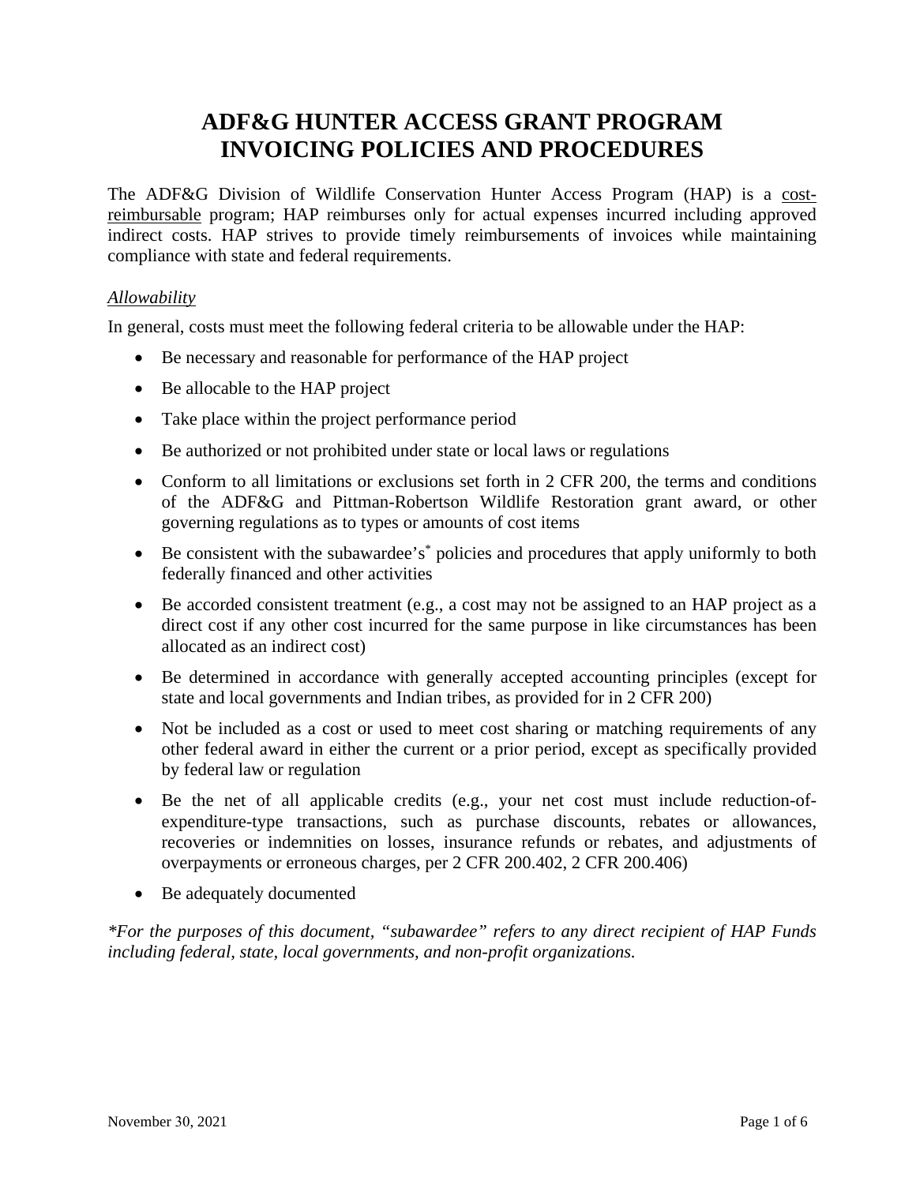# ADF&G HUNTER ACCESS GRANT PROGRAM INVOICING POLICIES AND PROCEDURES

The ADF&G Division of Wildlife Conservation Hunter Access Program (HAP) is a <u>cost-reimbursable</u> program; HAP reimburses only for actual expenses incurred including approved indirect costs. HAP strives to provide timely reimbursements of invoices while maintaining compliance with state and federal requirements.

*<u>Allowability</u>*

In general, costs must meet the following federal criteria to be allowable under the HAP:

- Be necessary and reasonable for performance of the HAP project
- Be allocable to the HAP project
- Take place within the project performance period
- Be authorized or not prohibited under state or local laws or regulations
- Conform to all limitations or exclusions set forth in 2 CFR 200, the terms and conditions of the ADF&G and Pittman-Robertson Wildlife Restoration grant award, or other governing regulations as to types or amounts of cost items
- Be consistent with the subawardee's* policies and procedures that apply uniformly to both federally financed and other activities
- Be accorded consistent treatment (e.g., a cost may not be assigned to an HAP project as a direct cost if any other cost incurred for the same purpose in like circumstances has been allocated as an indirect cost)
- Be determined in accordance with generally accepted accounting principles (except for state and local governments and Indian tribes, as provided for in 2 CFR 200)
- Not be included as a cost or used to meet cost sharing or matching requirements of any other federal award in either the current or a prior period, except as specifically provided by federal law or regulation
- Be the net of all applicable credits (e.g., your net cost must include reduction-of-expenditure-type transactions, such as purchase discounts, rebates or allowances, recoveries or indemnities on losses, insurance refunds or rebates, and adjustments of overpayments or erroneous charges, per 2 CFR 200.402, 2 CFR 200.406)
- Be adequately documented

*\*For the purposes of this document, "subawardee" refers to any direct recipient of HAP Funds including federal, state, local governments, and non-profit organizations.*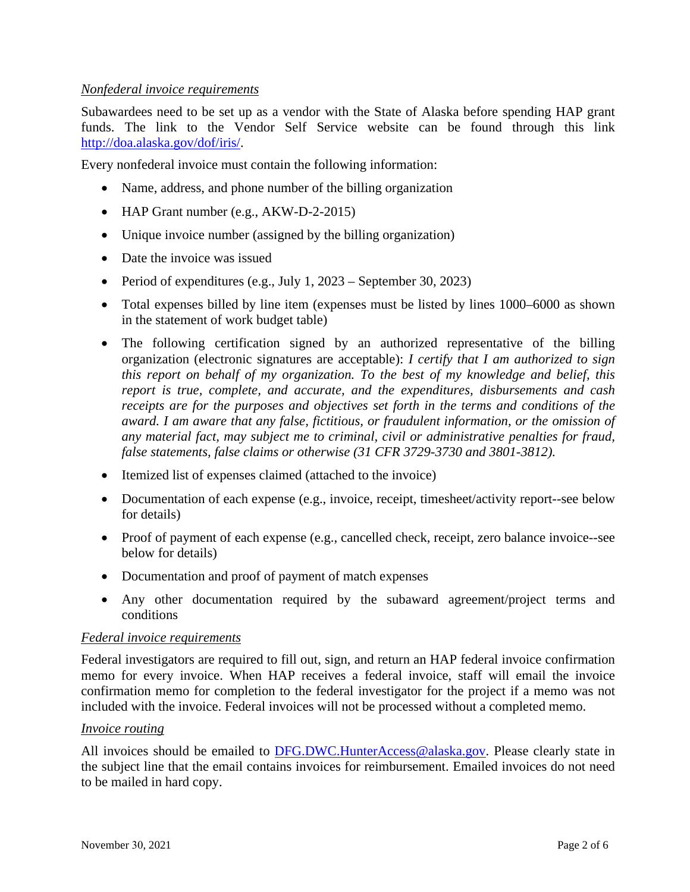*Nonfederal invoice requirements*

Subawardees need to be set up as a vendor with the State of Alaska before spending HAP grant funds. The link to the Vendor Self Service website can be found through this link [http://doa.alaska.gov/dof/iris/](http://doa.alaska.gov/dof/iris/).

Every nonfederal invoice must contain the following information:

- Name, address, and phone number of the billing organization
- HAP Grant number (e.g., AKW-D-2-2015)
- Unique invoice number (assigned by the billing organization)
- Date the invoice was issued
- Period of expenditures (e.g., July 1, 2023 – September 30, 2023)
- Total expenses billed by line item (expenses must be listed by lines 1000–6000 as shown in the statement of work budget table)
- The following certification signed by an authorized representative of the billing organization (electronic signatures are acceptable): *I certify that I am authorized to sign this report on behalf of my organization. To the best of my knowledge and belief, this report is true, complete, and accurate, and the expenditures, disbursements and cash receipts are for the purposes and objectives set forth in the terms and conditions of the award. I am aware that any false, fictitious, or fraudulent information, or the omission of any material fact, may subject me to criminal, civil or administrative penalties for fraud, false statements, false claims or otherwise (31 CFR 3729-3730 and 3801-3812).*
- Itemized list of expenses claimed (attached to the invoice)
- Documentation of each expense (e.g., invoice, receipt, timesheet/activity report--see below for details)
- Proof of payment of each expense (e.g., cancelled check, receipt, zero balance invoice--see below for details)
- Documentation and proof of payment of match expenses
- Any other documentation required by the subaward agreement/project terms and conditions

*Federal invoice requirements*

Federal investigators are required to fill out, sign, and return an HAP federal invoice confirmation memo for every invoice. When HAP receives a federal invoice, staff will email the invoice confirmation memo for completion to the federal investigator for the project if a memo was not included with the invoice. Federal invoices will not be processed without a completed memo.

*Invoice routing*

All invoices should be emailed to [DFG.DWC.HunterAccess@alaska.gov](mailto:DFG.DWC.HunterAccess@alaska.gov). Please clearly state in the subject line that the email contains invoices for reimbursement. Emailed invoices do not need to be mailed in hard copy.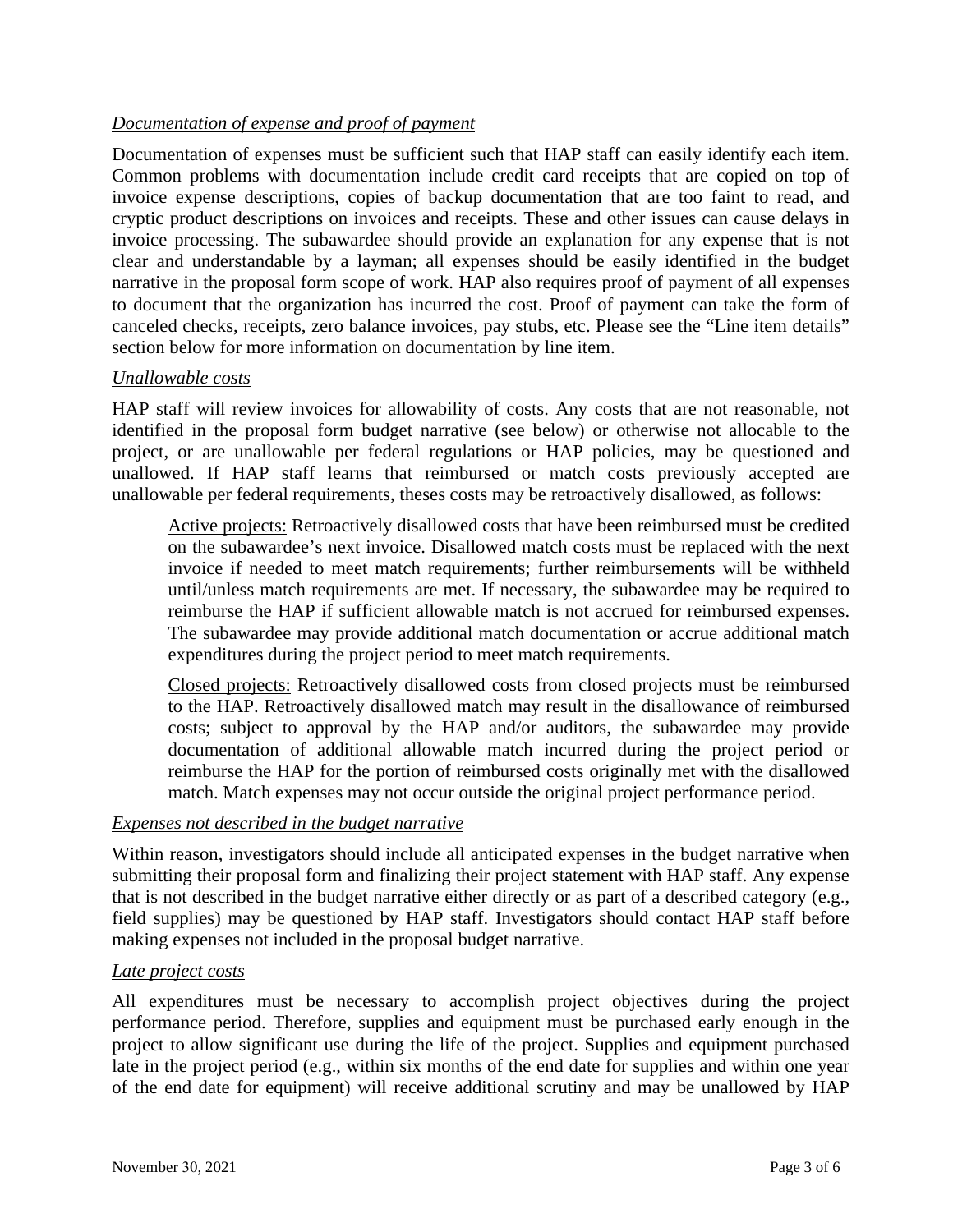*Documentation of expense and proof of payment*

Documentation of expenses must be sufficient such that HAP staff can easily identify each item. Common problems with documentation include credit card receipts that are copied on top of invoice expense descriptions, copies of backup documentation that are too faint to read, and cryptic product descriptions on invoices and receipts. These and other issues can cause delays in invoice processing. The subawardee should provide an explanation for any expense that is not clear and understandable by a layman; all expenses should be easily identified in the budget narrative in the proposal form scope of work. HAP also requires proof of payment of all expenses to document that the organization has incurred the cost. Proof of payment can take the form of canceled checks, receipts, zero balance invoices, pay stubs, etc. Please see the "Line item details" section below for more information on documentation by line item.

*Unallowable costs*

HAP staff will review invoices for allowability of costs. Any costs that are not reasonable, not identified in the proposal form budget narrative (see below) or otherwise not allocable to the project, or are unallowable per federal regulations or HAP policies, may be questioned and unallowed. If HAP staff learns that reimbursed or match costs previously accepted are unallowable per federal requirements, theses costs may be retroactively disallowed, as follows:

> Active projects: Retroactively disallowed costs that have been reimbursed must be credited on the subawardee's next invoice. Disallowed match costs must be replaced with the next invoice if needed to meet match requirements; further reimbursements will be withheld until/unless match requirements are met. If necessary, the subawardee may be required to reimburse the HAP if sufficient allowable match is not accrued for reimbursed expenses. The subawardee may provide additional match documentation or accrue additional match expenditures during the project period to meet match requirements.
>
> Closed projects: Retroactively disallowed costs from closed projects must be reimbursed to the HAP. Retroactively disallowed match may result in the disallowance of reimbursed costs; subject to approval by the HAP and/or auditors, the subawardee may provide documentation of additional allowable match incurred during the project period or reimburse the HAP for the portion of reimbursed costs originally met with the disallowed match. Match expenses may not occur outside the original project performance period.

*Expenses not described in the budget narrative*

Within reason, investigators should include all anticipated expenses in the budget narrative when submitting their proposal form and finalizing their project statement with HAP staff. Any expense that is not described in the budget narrative either directly or as part of a described category (e.g., field supplies) may be questioned by HAP staff. Investigators should contact HAP staff before making expenses not included in the proposal budget narrative.

*Late project costs*

All expenditures must be necessary to accomplish project objectives during the project performance period. Therefore, supplies and equipment must be purchased early enough in the project to allow significant use during the life of the project. Supplies and equipment purchased late in the project period (e.g., within six months of the end date for supplies and within one year of the end date for equipment) will receive additional scrutiny and may be unallowed by HAP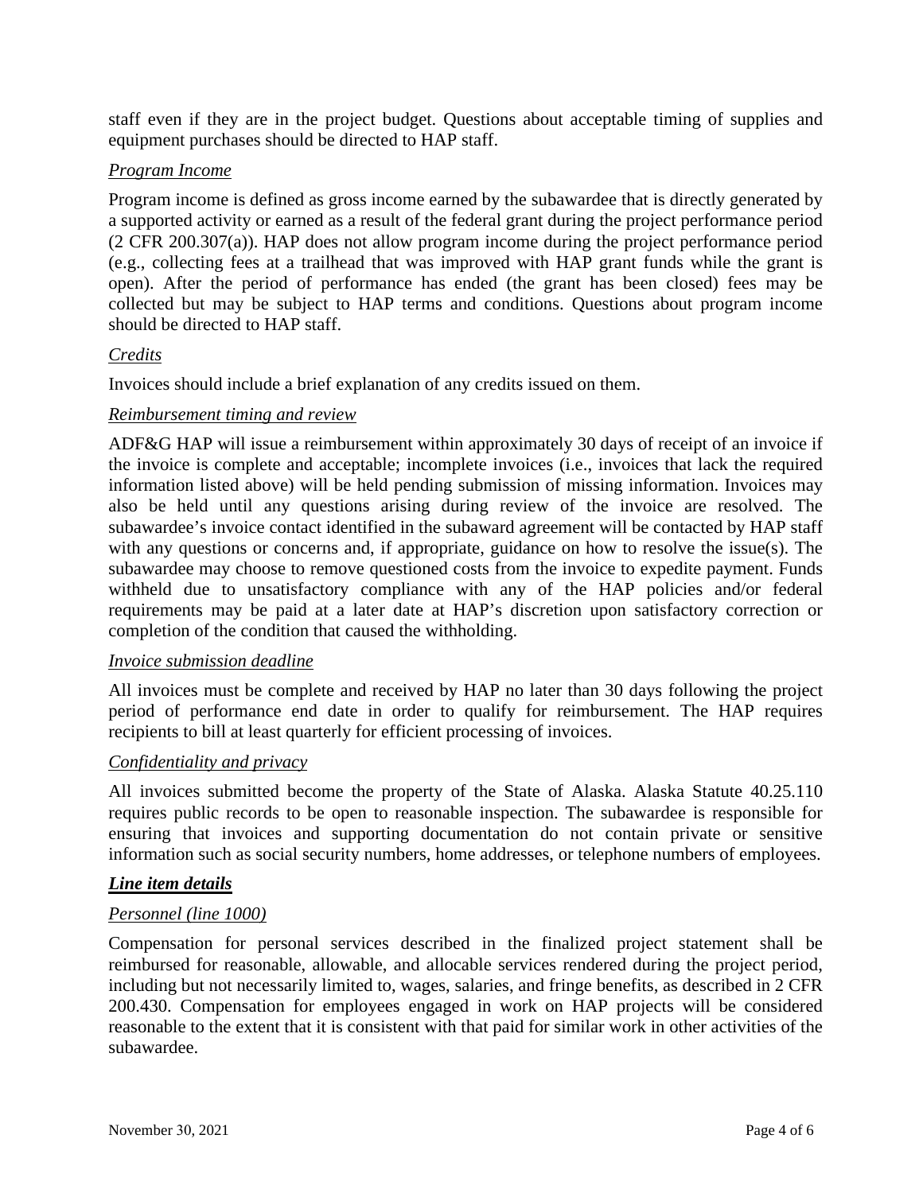staff even if they are in the project budget. Questions about acceptable timing of supplies and equipment purchases should be directed to HAP staff.

*Program Income*

Program income is defined as gross income earned by the subawardee that is directly generated by a supported activity or earned as a result of the federal grant during the project performance period (2 CFR 200.307(a)). HAP does not allow program income during the project performance period (e.g., collecting fees at a trailhead that was improved with HAP grant funds while the grant is open). After the period of performance has ended (the grant has been closed) fees may be collected but may be subject to HAP terms and conditions. Questions about program income should be directed to HAP staff.

*Credits*

Invoices should include a brief explanation of any credits issued on them.

*Reimbursement timing and review*

ADF&G HAP will issue a reimbursement within approximately 30 days of receipt of an invoice if the invoice is complete and acceptable; incomplete invoices (i.e., invoices that lack the required information listed above) will be held pending submission of missing information. Invoices may also be held until any questions arising during review of the invoice are resolved. The subawardee's invoice contact identified in the subaward agreement will be contacted by HAP staff with any questions or concerns and, if appropriate, guidance on how to resolve the issue(s). The subawardee may choose to remove questioned costs from the invoice to expedite payment. Funds withheld due to unsatisfactory compliance with any of the HAP policies and/or federal requirements may be paid at a later date at HAP's discretion upon satisfactory correction or completion of the condition that caused the withholding.

*Invoice submission deadline*

All invoices must be complete and received by HAP no later than 30 days following the project period of performance end date in order to qualify for reimbursement. The HAP requires recipients to bill at least quarterly for efficient processing of invoices.

*Confidentiality and privacy*

All invoices submitted become the property of the State of Alaska. Alaska Statute 40.25.110 requires public records to be open to reasonable inspection. The subawardee is responsible for ensuring that invoices and supporting documentation do not contain private or sensitive information such as social security numbers, home addresses, or telephone numbers of employees.

***Line item details***

*Personnel (line 1000)*

Compensation for personal services described in the finalized project statement shall be reimbursed for reasonable, allowable, and allocable services rendered during the project period, including but not necessarily limited to, wages, salaries, and fringe benefits, as described in 2 CFR 200.430. Compensation for employees engaged in work on HAP projects will be considered reasonable to the extent that it is consistent with that paid for similar work in other activities of the subawardee.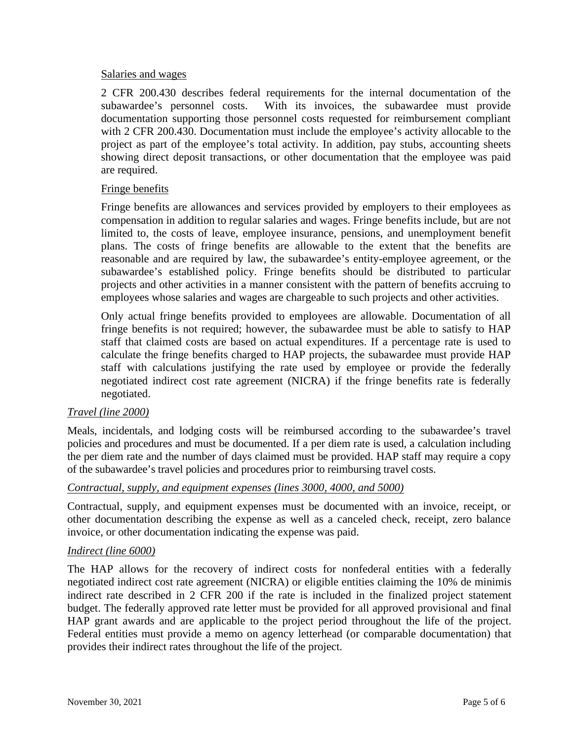<u>Salaries and wages</u>

2 CFR 200.430 describes federal requirements for the internal documentation of the subawardee's personnel costs. With its invoices, the subawardee must provide documentation supporting those personnel costs requested for reimbursement compliant with 2 CFR 200.430. Documentation must include the employee's activity allocable to the project as part of the employee's total activity. In addition, pay stubs, accounting sheets showing direct deposit transactions, or other documentation that the employee was paid are required.

<u>Fringe benefits</u>

Fringe benefits are allowances and services provided by employers to their employees as compensation in addition to regular salaries and wages. Fringe benefits include, but are not limited to, the costs of leave, employee insurance, pensions, and unemployment benefit plans. The costs of fringe benefits are allowable to the extent that the benefits are reasonable and are required by law, the subawardee's entity-employee agreement, or the subawardee's established policy. Fringe benefits should be distributed to particular projects and other activities in a manner consistent with the pattern of benefits accruing to employees whose salaries and wages are chargeable to such projects and other activities.

Only actual fringe benefits provided to employees are allowable. Documentation of all fringe benefits is not required; however, the subawardee must be able to satisfy to HAP staff that claimed costs are based on actual expenditures. If a percentage rate is used to calculate the fringe benefits charged to HAP projects, the subawardee must provide HAP staff with calculations justifying the rate used by employee or provide the federally negotiated indirect cost rate agreement (NICRA) if the fringe benefits rate is federally negotiated.

*<u>Travel (line 2000)</u>*

Meals, incidentals, and lodging costs will be reimbursed according to the subawardee's travel policies and procedures and must be documented. If a per diem rate is used, a calculation including the per diem rate and the number of days claimed must be provided. HAP staff may require a copy of the subawardee's travel policies and procedures prior to reimbursing travel costs.

*<u>Contractual, supply, and equipment expenses (lines 3000, 4000, and 5000)</u>*

Contractual, supply, and equipment expenses must be documented with an invoice, receipt, or other documentation describing the expense as well as a canceled check, receipt, zero balance invoice, or other documentation indicating the expense was paid.

*<u>Indirect (line 6000)</u>*

The HAP allows for the recovery of indirect costs for nonfederal entities with a federally negotiated indirect cost rate agreement (NICRA) or eligible entities claiming the 10% de minimis indirect rate described in 2 CFR 200 if the rate is included in the finalized project statement budget. The federally approved rate letter must be provided for all approved provisional and final HAP grant awards and are applicable to the project period throughout the life of the project. Federal entities must provide a memo on agency letterhead (or comparable documentation) that provides their indirect rates throughout the life of the project.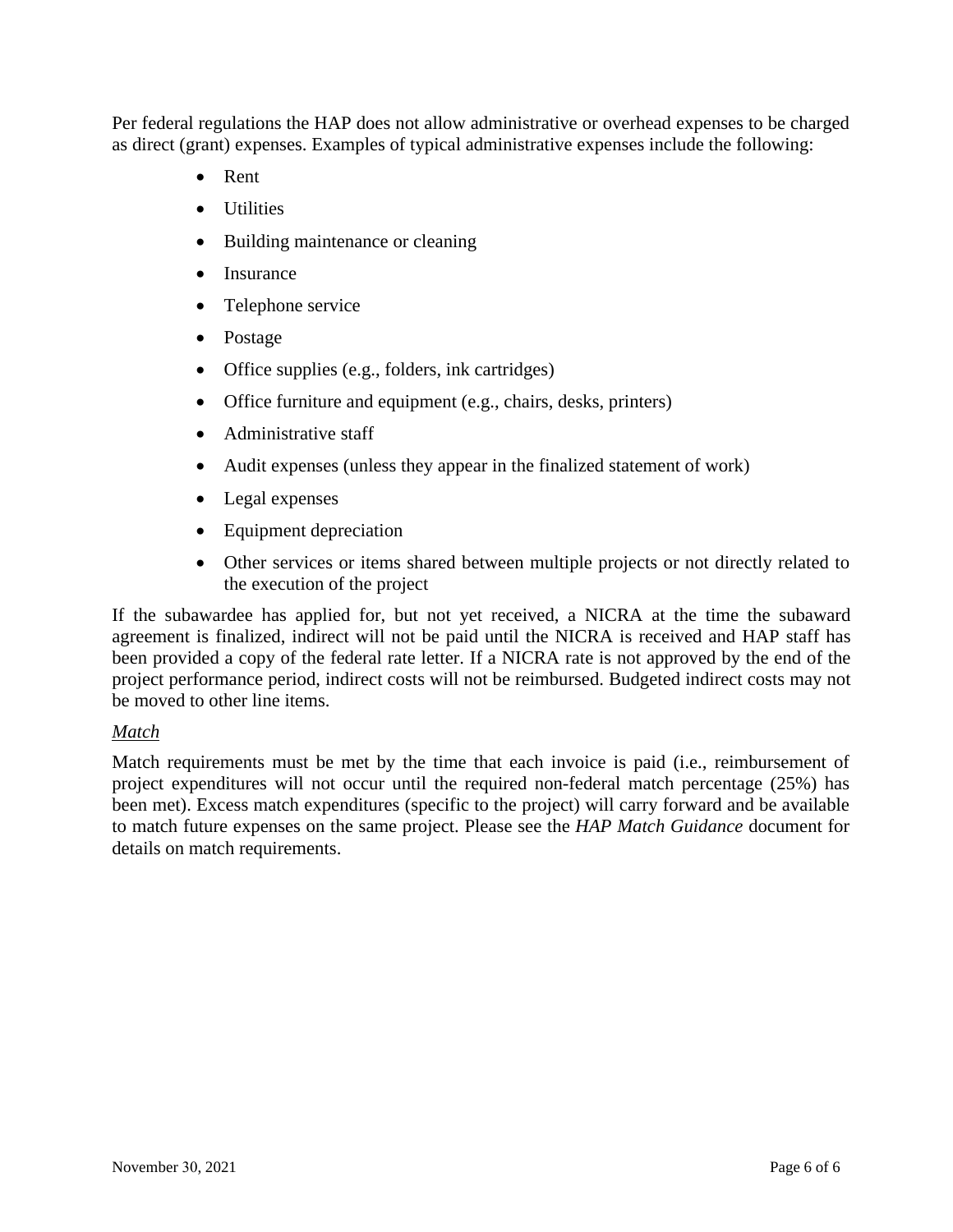Per federal regulations the HAP does not allow administrative or overhead expenses to be charged as direct (grant) expenses. Examples of typical administrative expenses include the following:

- Rent
- Utilities
- Building maintenance or cleaning
- Insurance
- Telephone service
- Postage
- Office supplies (e.g., folders, ink cartridges)
- Office furniture and equipment (e.g., chairs, desks, printers)
- Administrative staff
- Audit expenses (unless they appear in the finalized statement of work)
- Legal expenses
- Equipment depreciation
- Other services or items shared between multiple projects or not directly related to the execution of the project

If the subawardee has applied for, but not yet received, a NICRA at the time the subaward agreement is finalized, indirect will not be paid until the NICRA is received and HAP staff has been provided a copy of the federal rate letter. If a NICRA rate is not approved by the end of the project performance period, indirect costs will not be reimbursed. Budgeted indirect costs may not be moved to other line items.

*Match*

Match requirements must be met by the time that each invoice is paid (i.e., reimbursement of project expenditures will not occur until the required non-federal match percentage (25%) has been met). Excess match expenditures (specific to the project) will carry forward and be available to match future expenses on the same project. Please see the *HAP Match Guidance* document for details on match requirements.